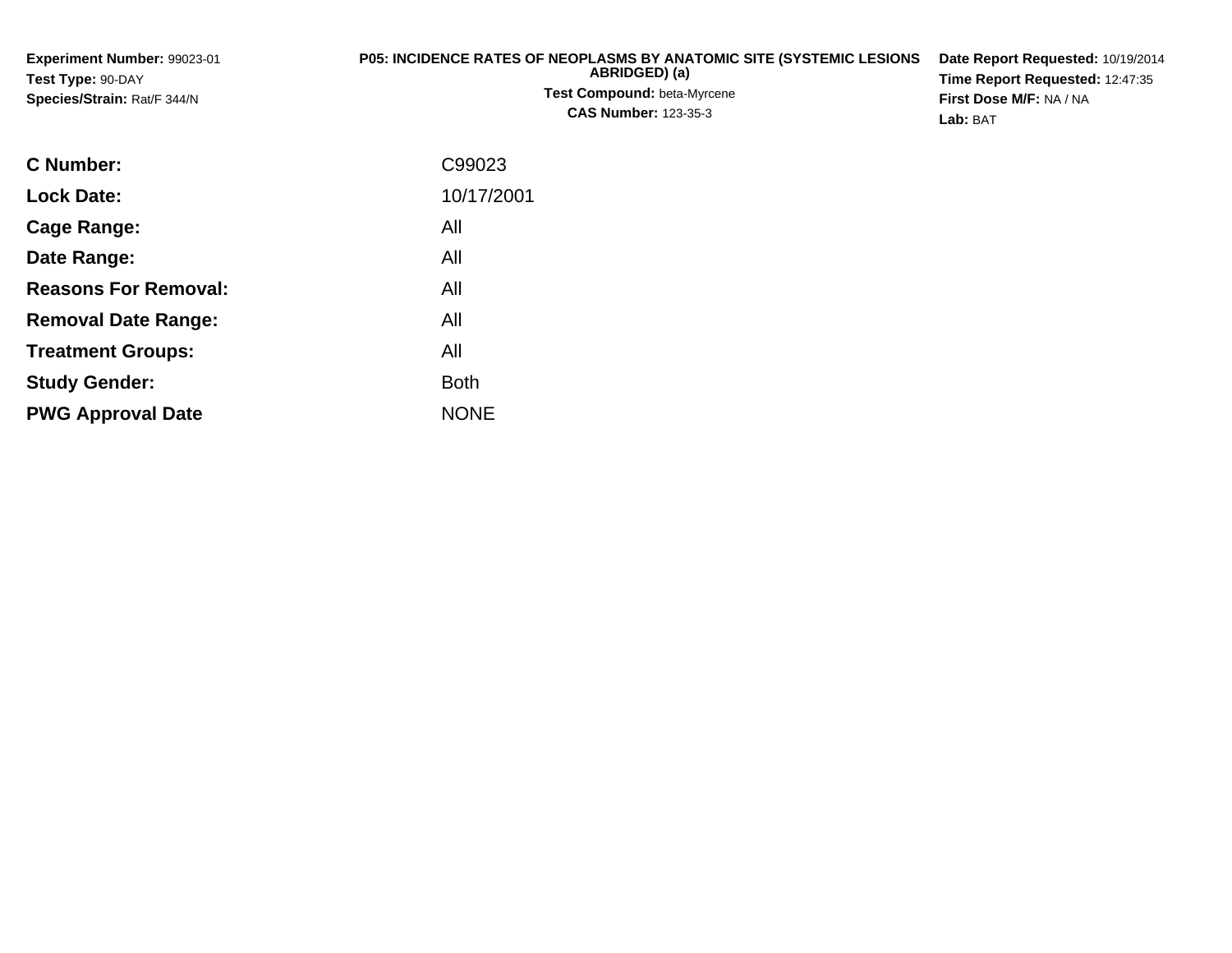**Experiment Number:** 99023-01
**Test Type:** 90-DAY
**Species/Strain:** Rat/F 344/N

**P05: INCIDENCE RATES OF NEOPLASMS BY ANATOMIC SITE (SYSTEMIC LESIONS ABRIDGED) (a)**
**Test Compound:** beta-Myrcene
**CAS Number:** 123-35-3

**Date Report Requested:** 10/19/2014
**Time Report Requested:** 12:47:35
**First Dose M/F:** NA / NA
**Lab:** BAT

| | |
|---|---|
| **C Number:** | C99023 |
| **Lock Date:** | 10/17/2001 |
| **Cage Range:** | All |
| **Date Range:** | All |
| **Reasons For Removal:** | All |
| **Removal Date Range:** | All |
| **Treatment Groups:** | All |
| **Study Gender:** | Both |
| **PWG Approval Date** | NONE |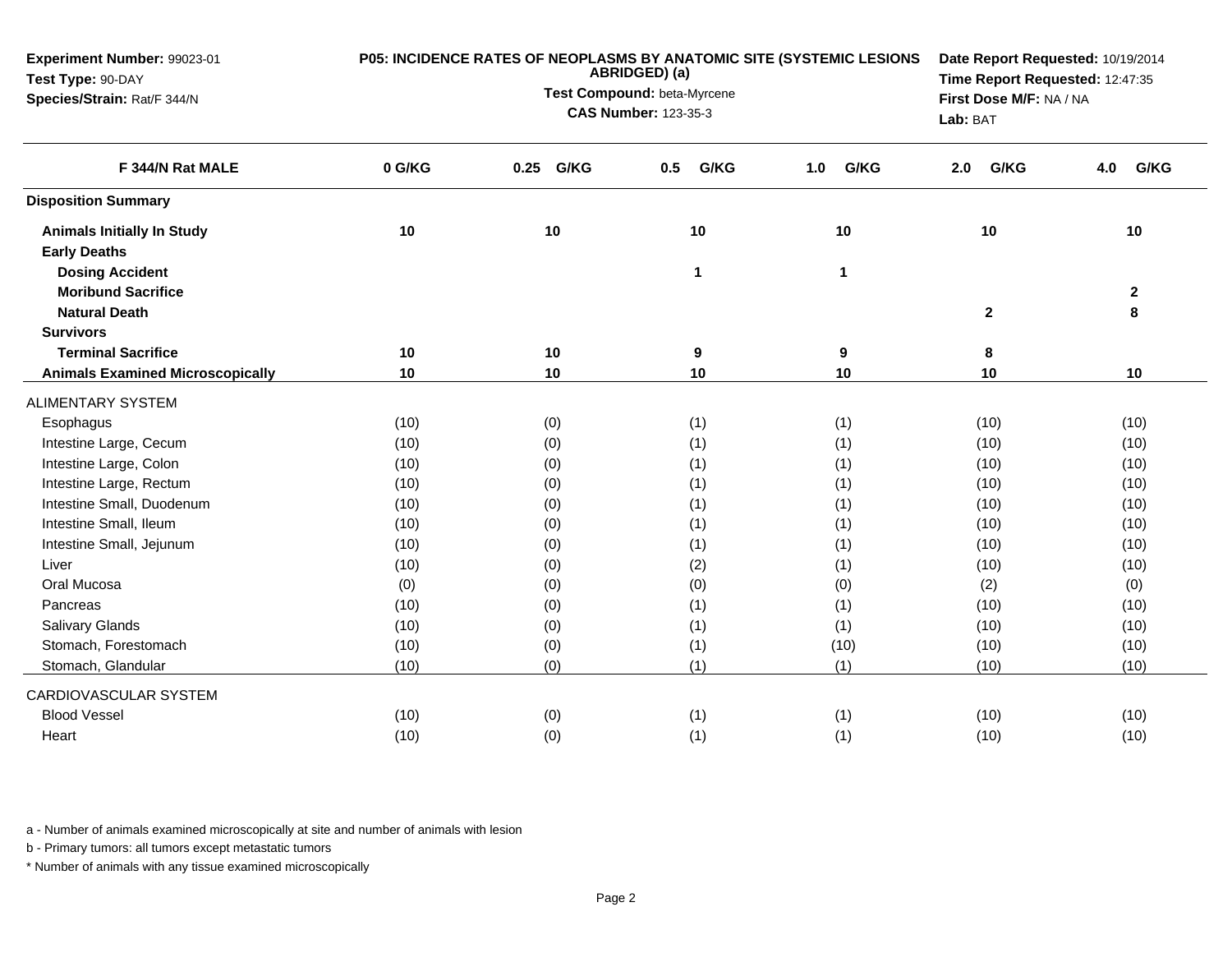**Experiment Number:** 99023-01
**Test Type:** 90-DAY
**Species/Strain:** Rat/F 344/N

**P05: INCIDENCE RATES OF NEOPLASMS BY ANATOMIC SITE (SYSTEMIC LESIONS ABRIDGED) (a)**
**Test Compound:** beta-Myrcene
**CAS Number:** 123-35-3

**Date Report Requested:** 10/19/2014
**Time Report Requested:** 12:47:35
**First Dose M/F:** NA / NA
**Lab:** BAT

| F 344/N Rat MALE | 0 G/KG | 0.25 G/KG | 0.5 G/KG | 1.0 G/KG | 2.0 G/KG | 4.0 G/KG |
|---|---|---|---|---|---|---|
| **Disposition Summary** | | | | | | |
| **Animals Initially In Study** | **10** | **10** | **10** | **10** | **10** | **10** |
| **Early Deaths** | | | | | | |
| **Dosing Accident** | | | **1** | **1** | | |
| **Moribund Sacrifice** | | | | | | **2** |
| **Natural Death** | | | | | **2** | **8** |
| **Survivors** | | | | | | |
| **Terminal Sacrifice** | **10** | **10** | **9** | **9** | **8** | |
| **Animals Examined Microscopically** | **10** | **10** | **10** | **10** | **10** | **10** |
| ALIMENTARY SYSTEM | | | | | | |
| Esophagus | (10) | (0) | (1) | (1) | (10) | (10) |
| Intestine Large, Cecum | (10) | (0) | (1) | (1) | (10) | (10) |
| Intestine Large, Colon | (10) | (0) | (1) | (1) | (10) | (10) |
| Intestine Large, Rectum | (10) | (0) | (1) | (1) | (10) | (10) |
| Intestine Small, Duodenum | (10) | (0) | (1) | (1) | (10) | (10) |
| Intestine Small, Ileum | (10) | (0) | (1) | (1) | (10) | (10) |
| Intestine Small, Jejunum | (10) | (0) | (1) | (1) | (10) | (10) |
| Liver | (10) | (0) | (2) | (1) | (10) | (10) |
| Oral Mucosa | (0) | (0) | (0) | (0) | (2) | (0) |
| Pancreas | (10) | (0) | (1) | (1) | (10) | (10) |
| Salivary Glands | (10) | (0) | (1) | (1) | (10) | (10) |
| Stomach, Forestomach | (10) | (0) | (1) | (10) | (10) | (10) |
| Stomach, Glandular | (10) | (0) | (1) | (1) | (10) | (10) |
| CARDIOVASCULAR SYSTEM | | | | | | |
| Blood Vessel | (10) | (0) | (1) | (1) | (10) | (10) |
| Heart | (10) | (0) | (1) | (1) | (10) | (10) |

a - Number of animals examined microscopically at site and number of animals with lesion

b - Primary tumors: all tumors except metastatic tumors

* Number of animals with any tissue examined microscopically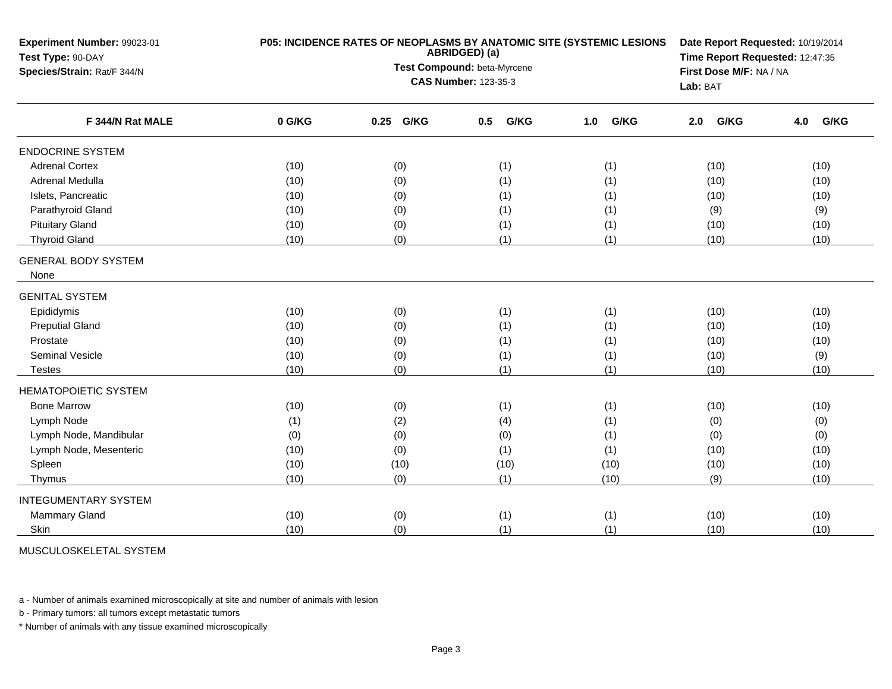**Experiment Number:** 99023-01
**Test Type:** 90-DAY
**Species/Strain:** Rat/F 344/N

**P05: INCIDENCE RATES OF NEOPLASMS BY ANATOMIC SITE (SYSTEMIC LESIONS ABRIDGED) (a)**
**Test Compound:** beta-Myrcene
**CAS Number:** 123-35-3

**Date Report Requested:** 10/19/2014
**Time Report Requested:** 12:47:35
**First Dose M/F:** NA / NA
**Lab:** BAT

| F 344/N Rat MALE | 0 G/KG | 0.25 G/KG | 0.5 G/KG | 1.0 G/KG | 2.0 G/KG | 4.0 G/KG |
|---|---|---|---|---|---|---|
| ENDOCRINE SYSTEM | | | | | | |
| Adrenal Cortex | (10) | (0) | (1) | (1) | (10) | (10) |
| Adrenal Medulla | (10) | (0) | (1) | (1) | (10) | (10) |
| Islets, Pancreatic | (10) | (0) | (1) | (1) | (10) | (10) |
| Parathyroid Gland | (10) | (0) | (1) | (1) | (9) | (9) |
| Pituitary Gland | (10) | (0) | (1) | (1) | (10) | (10) |
| Thyroid Gland | (10) | (0) | (1) | (1) | (10) | (10) |
| GENERAL BODY SYSTEM | | | | | | |
| None | | | | | | |
| GENITAL SYSTEM | | | | | | |
| Epididymis | (10) | (0) | (1) | (1) | (10) | (10) |
| Preputial Gland | (10) | (0) | (1) | (1) | (10) | (10) |
| Prostate | (10) | (0) | (1) | (1) | (10) | (10) |
| Seminal Vesicle | (10) | (0) | (1) | (1) | (10) | (9) |
| Testes | (10) | (0) | (1) | (1) | (10) | (10) |
| HEMATOPOIETIC SYSTEM | | | | | | |
| Bone Marrow | (10) | (0) | (1) | (1) | (10) | (10) |
| Lymph Node | (1) | (2) | (4) | (1) | (0) | (0) |
| Lymph Node, Mandibular | (0) | (0) | (0) | (1) | (0) | (0) |
| Lymph Node, Mesenteric | (10) | (0) | (1) | (1) | (10) | (10) |
| Spleen | (10) | (10) | (10) | (10) | (10) | (10) |
| Thymus | (10) | (0) | (1) | (10) | (9) | (10) |
| INTEGUMENTARY SYSTEM | | | | | | |
| Mammary Gland | (10) | (0) | (1) | (1) | (10) | (10) |
| Skin | (10) | (0) | (1) | (1) | (10) | (10) |
| MUSCULOSKELETAL SYSTEM | | | | | | |

a - Number of animals examined microscopically at site and number of animals with lesion

b - Primary tumors: all tumors except metastatic tumors

* Number of animals with any tissue examined microscopically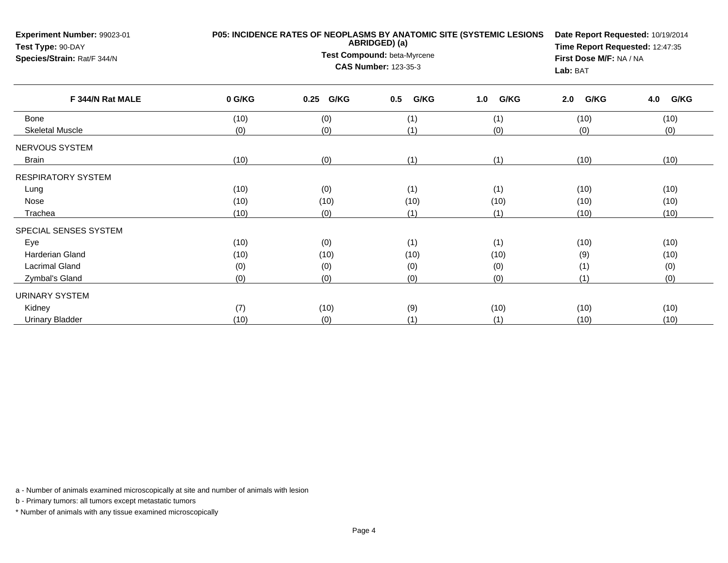**Experiment Number:** 99023-01
**Test Type:** 90-DAY
**Species/Strain:** Rat/F 344/N

**P05: INCIDENCE RATES OF NEOPLASMS BY ANATOMIC SITE (SYSTEMIC LESIONS ABRIDGED) (a)**
**Test Compound:** beta-Myrcene
**CAS Number:** 123-35-3

**Date Report Requested:** 10/19/2014
**Time Report Requested:** 12:47:35
**First Dose M/F:** NA / NA
**Lab:** BAT

| F 344/N Rat MALE | 0 G/KG | 0.25 G/KG | 0.5 G/KG | 1.0 G/KG | 2.0 G/KG | 4.0 G/KG |
|---|---|---|---|---|---|---|
| Bone | (10) | (0) | (1) | (1) | (10) | (10) |
| Skeletal Muscle | (0) | (0) | (1) | (0) | (0) | (0) |
| NERVOUS SYSTEM | | | | | | |
| Brain | (10) | (0) | (1) | (1) | (10) | (10) |
| RESPIRATORY SYSTEM | | | | | | |
| Lung | (10) | (0) | (1) | (1) | (10) | (10) |
| Nose | (10) | (10) | (10) | (10) | (10) | (10) |
| Trachea | (10) | (0) | (1) | (1) | (10) | (10) |
| SPECIAL SENSES SYSTEM | | | | | | |
| Eye | (10) | (0) | (1) | (1) | (10) | (10) |
| Harderian Gland | (10) | (10) | (10) | (10) | (9) | (10) |
| Lacrimal Gland | (0) | (0) | (0) | (0) | (1) | (0) |
| Zymbal's Gland | (0) | (0) | (0) | (0) | (1) | (0) |
| URINARY SYSTEM | | | | | | |
| Kidney | (7) | (10) | (9) | (10) | (10) | (10) |
| Urinary Bladder | (10) | (0) | (1) | (1) | (10) | (10) |

a - Number of animals examined microscopically at site and number of animals with lesion

b - Primary tumors: all tumors except metastatic tumors

* Number of animals with any tissue examined microscopically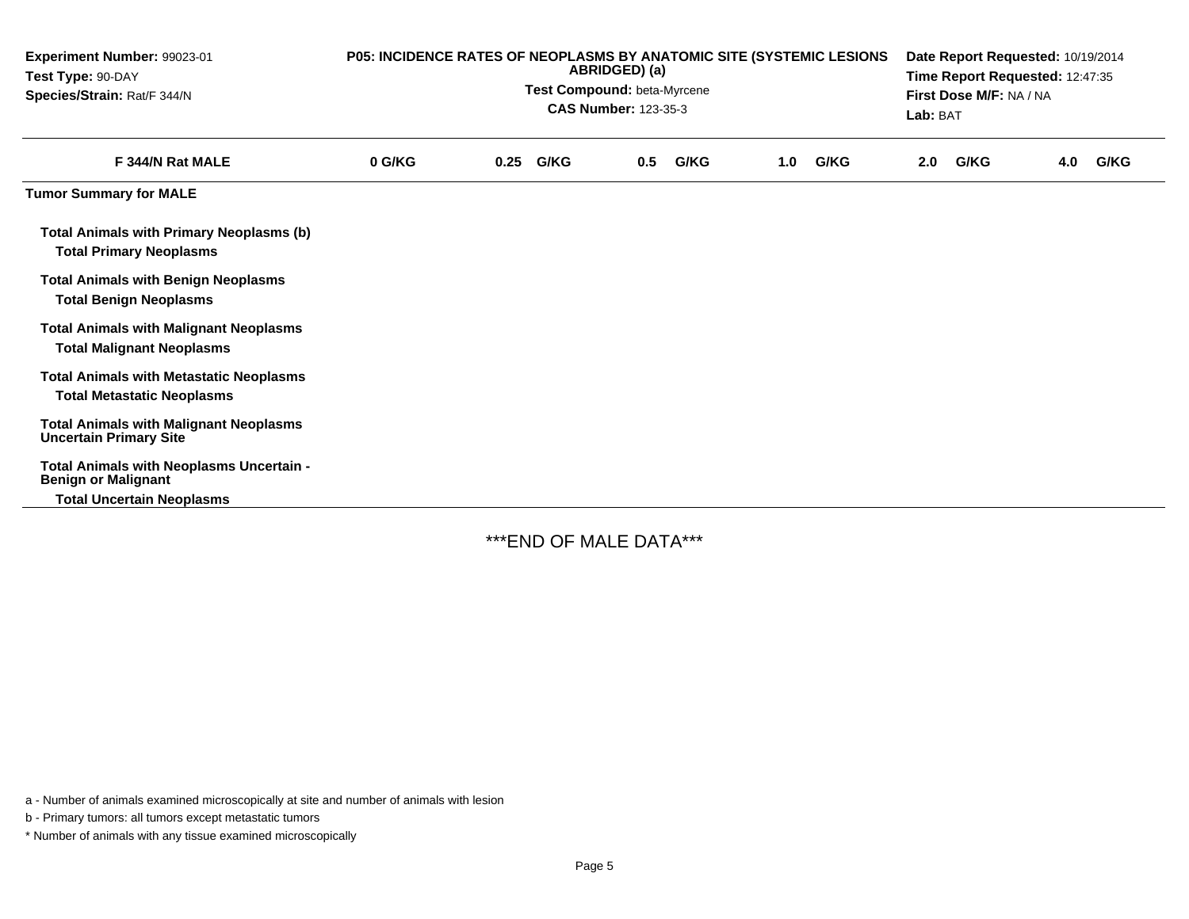**Experiment Number:** 99023-01
**Test Type:** 90-DAY
**Species/Strain:** Rat/F 344/N

**P05: INCIDENCE RATES OF NEOPLASMS BY ANATOMIC SITE (SYSTEMIC LESIONS ABRIDGED) (a)**
**Test Compound:** beta-Myrcene
**CAS Number:** 123-35-3

**Date Report Requested:** 10/19/2014
**Time Report Requested:** 12:47:35
**First Dose M/F:** NA / NA
**Lab:** BAT

| F 344/N Rat MALE | 0 G/KG | 0.25 G/KG | 0.5 G/KG | 1.0 G/KG | 2.0 G/KG | 4.0 G/KG |
|---|---|---|---|---|---|---|
| **Tumor Summary for MALE** | | | | | | |
| **Total Animals with Primary Neoplasms (b)** | | | | | | |
| **Total Primary Neoplasms** | | | | | | |
| **Total Animals with Benign Neoplasms** | | | | | | |
| **Total Benign Neoplasms** | | | | | | |
| **Total Animals with Malignant Neoplasms** | | | | | | |
| **Total Malignant Neoplasms** | | | | | | |
| **Total Animals with Metastatic Neoplasms** | | | | | | |
| **Total Metastatic Neoplasms** | | | | | | |
| **Total Animals with Malignant Neoplasms Uncertain Primary Site** | | | | | | |
| **Total Animals with Neoplasms Uncertain - Benign or Malignant** | | | | | | |
| **Total Uncertain Neoplasms** | | | | | | |

***END OF MALE DATA***

a - Number of animals examined microscopically at site and number of animals with lesion

b - Primary tumors: all tumors except metastatic tumors

\* Number of animals with any tissue examined microscopically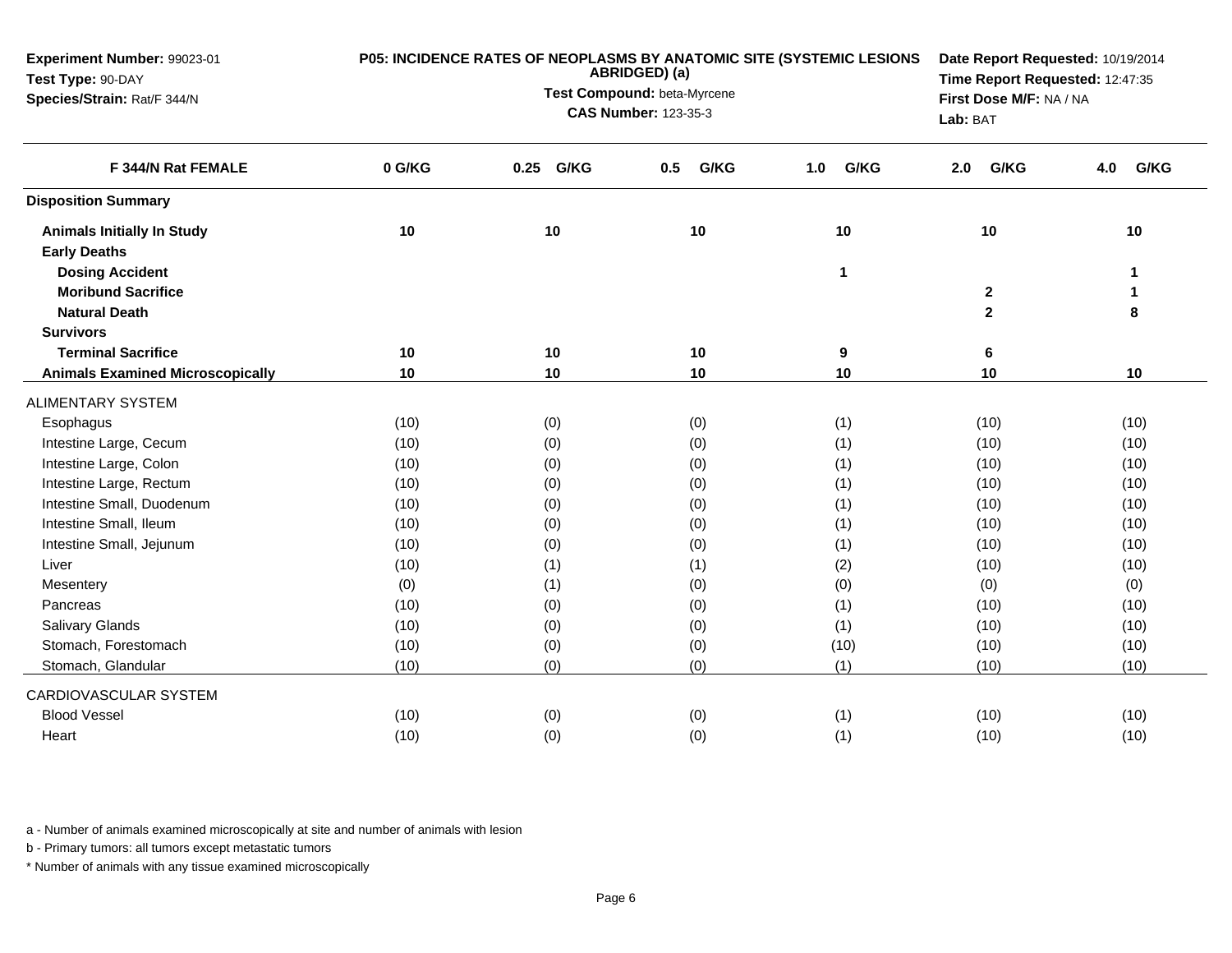**Experiment Number:** 99023-01
**Test Type:** 90-DAY
**Species/Strain:** Rat/F 344/N

**P05: INCIDENCE RATES OF NEOPLASMS BY ANATOMIC SITE (SYSTEMIC LESIONS ABRIDGED) (a)**
**Test Compound:** beta-Myrcene
**CAS Number:** 123-35-3

**Date Report Requested:** 10/19/2014
**Time Report Requested:** 12:47:35
**First Dose M/F:** NA / NA
**Lab:** BAT

| F 344/N Rat FEMALE | 0 G/KG | 0.25 G/KG | 0.5 G/KG | 1.0 G/KG | 2.0 G/KG | 4.0 G/KG |
|---|---|---|---|---|---|---|
| **Disposition Summary** | | | | | | |
| **Animals Initially In Study** | 10 | 10 | 10 | 10 | 10 | 10 |
| **Early Deaths** | | | | | | |
| **Dosing Accident** | | | | 1 | | 1 |
| **Moribund Sacrifice** | | | | | 2 | 1 |
| **Natural Death** | | | | | 2 | 8 |
| **Survivors** | | | | | | |
| **Terminal Sacrifice** | 10 | 10 | 10 | 9 | 6 | |
| **Animals Examined Microscopically** | 10 | 10 | 10 | 10 | 10 | 10 |
| ALIMENTARY SYSTEM | | | | | | |
| Esophagus | (10) | (0) | (0) | (1) | (10) | (10) |
| Intestine Large, Cecum | (10) | (0) | (0) | (1) | (10) | (10) |
| Intestine Large, Colon | (10) | (0) | (0) | (1) | (10) | (10) |
| Intestine Large, Rectum | (10) | (0) | (0) | (1) | (10) | (10) |
| Intestine Small, Duodenum | (10) | (0) | (0) | (1) | (10) | (10) |
| Intestine Small, Ileum | (10) | (0) | (0) | (1) | (10) | (10) |
| Intestine Small, Jejunum | (10) | (0) | (0) | (1) | (10) | (10) |
| Liver | (10) | (1) | (1) | (2) | (10) | (10) |
| Mesentery | (0) | (1) | (0) | (0) | (0) | (0) |
| Pancreas | (10) | (0) | (0) | (1) | (10) | (10) |
| Salivary Glands | (10) | (0) | (0) | (1) | (10) | (10) |
| Stomach, Forestomach | (10) | (0) | (0) | (10) | (10) | (10) |
| Stomach, Glandular | (10) | (0) | (0) | (1) | (10) | (10) |
| CARDIOVASCULAR SYSTEM | | | | | | |
| Blood Vessel | (10) | (0) | (0) | (1) | (10) | (10) |
| Heart | (10) | (0) | (0) | (1) | (10) | (10) |

a - Number of animals examined microscopically at site and number of animals with lesion

b - Primary tumors: all tumors except metastatic tumors

* Number of animals with any tissue examined microscopically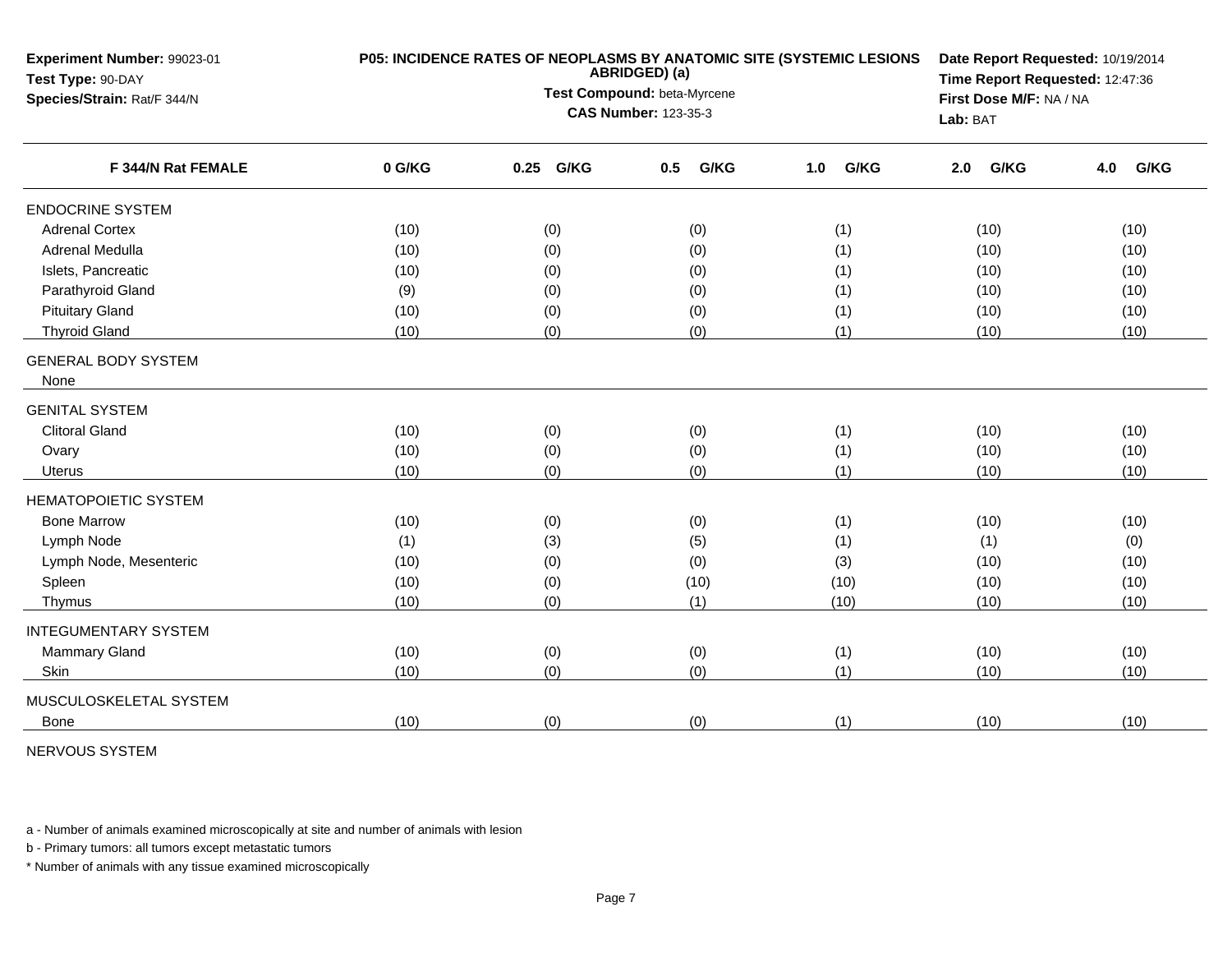**Experiment Number:** 99023-01
**Test Type:** 90-DAY
**Species/Strain:** Rat/F 344/N

**P05: INCIDENCE RATES OF NEOPLASMS BY ANATOMIC SITE (SYSTEMIC LESIONS ABRIDGED) (a)**
**Test Compound:** beta-Myrcene
**CAS Number:** 123-35-3

**Date Report Requested:** 10/19/2014
**Time Report Requested:** 12:47:36
**First Dose M/F:** NA / NA
**Lab:** BAT

| F 344/N Rat FEMALE | 0 G/KG | 0.25 G/KG | 0.5 G/KG | 1.0 G/KG | 2.0 G/KG | 4.0 G/KG |
|---|---|---|---|---|---|---|
| ENDOCRINE SYSTEM | | | | | | |
| Adrenal Cortex | (10) | (0) | (0) | (1) | (10) | (10) |
| Adrenal Medulla | (10) | (0) | (0) | (1) | (10) | (10) |
| Islets, Pancreatic | (10) | (0) | (0) | (1) | (10) | (10) |
| Parathyroid Gland | (9) | (0) | (0) | (1) | (10) | (10) |
| Pituitary Gland | (10) | (0) | (0) | (1) | (10) | (10) |
| Thyroid Gland | (10) | (0) | (0) | (1) | (10) | (10) |
| GENERAL BODY SYSTEM | | | | | | |
| None | | | | | | |
| GENITAL SYSTEM | | | | | | |
| Clitoral Gland | (10) | (0) | (0) | (1) | (10) | (10) |
| Ovary | (10) | (0) | (0) | (1) | (10) | (10) |
| Uterus | (10) | (0) | (0) | (1) | (10) | (10) |
| HEMATOPOIETIC SYSTEM | | | | | | |
| Bone Marrow | (10) | (0) | (0) | (1) | (10) | (10) |
| Lymph Node | (1) | (3) | (5) | (1) | (1) | (0) |
| Lymph Node, Mesenteric | (10) | (0) | (0) | (3) | (10) | (10) |
| Spleen | (10) | (0) | (10) | (10) | (10) | (10) |
| Thymus | (10) | (0) | (1) | (10) | (10) | (10) |
| INTEGUMENTARY SYSTEM | | | | | | |
| Mammary Gland | (10) | (0) | (0) | (1) | (10) | (10) |
| Skin | (10) | (0) | (0) | (1) | (10) | (10) |
| MUSCULOSKELETAL SYSTEM | | | | | | |
| Bone | (10) | (0) | (0) | (1) | (10) | (10) |
| NERVOUS SYSTEM | | | | | | |

a - Number of animals examined microscopically at site and number of animals with lesion

b - Primary tumors: all tumors except metastatic tumors

* Number of animals with any tissue examined microscopically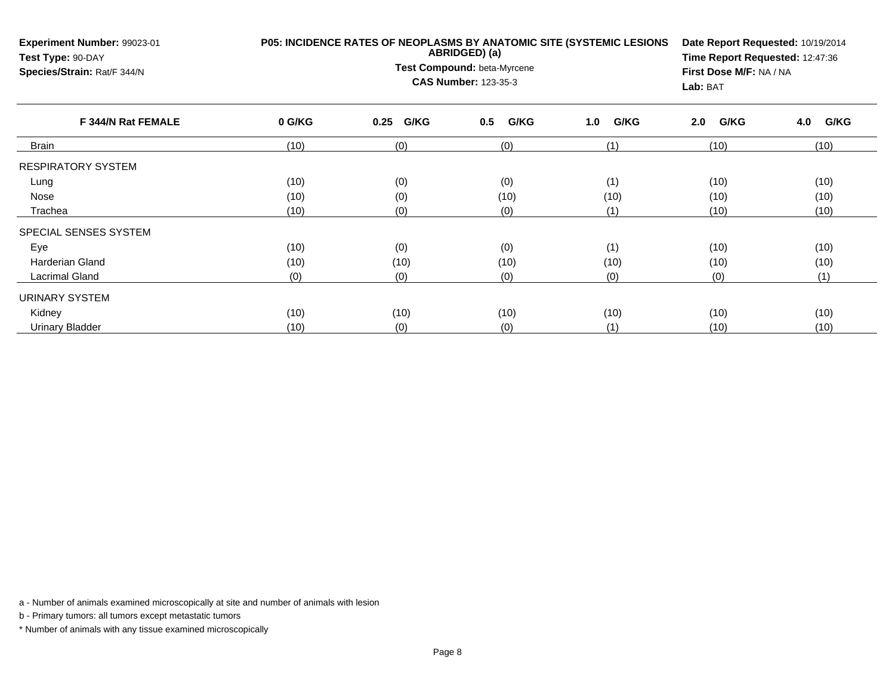**Experiment Number:** 99023-01
**Test Type:** 90-DAY
**Species/Strain:** Rat/F 344/N

**P05: INCIDENCE RATES OF NEOPLASMS BY ANATOMIC SITE (SYSTEMIC LESIONS ABRIDGED) (a)**
**Test Compound:** beta-Myrcene
**CAS Number:** 123-35-3

**Date Report Requested:** 10/19/2014
**Time Report Requested:** 12:47:36
**First Dose M/F:** NA / NA
**Lab:** BAT

| F 344/N Rat FEMALE | 0 G/KG | 0.25 G/KG | 0.5 G/KG | 1.0 G/KG | 2.0 G/KG | 4.0 G/KG |
|---|---|---|---|---|---|---|
| Brain | (10) | (0) | (0) | (1) | (10) | (10) |
| RESPIRATORY SYSTEM | | | | | | |
| Lung | (10) | (0) | (0) | (1) | (10) | (10) |
| Nose | (10) | (0) | (10) | (10) | (10) | (10) |
| Trachea | (10) | (0) | (0) | (1) | (10) | (10) |
| SPECIAL SENSES SYSTEM | | | | | | |
| Eye | (10) | (0) | (0) | (1) | (10) | (10) |
| Harderian Gland | (10) | (10) | (10) | (10) | (10) | (10) |
| Lacrimal Gland | (0) | (0) | (0) | (0) | (0) | (1) |
| URINARY SYSTEM | | | | | | |
| Kidney | (10) | (10) | (10) | (10) | (10) | (10) |
| Urinary Bladder | (10) | (0) | (0) | (1) | (10) | (10) |

a - Number of animals examined microscopically at site and number of animals with lesion

b - Primary tumors: all tumors except metastatic tumors

* Number of animals with any tissue examined microscopically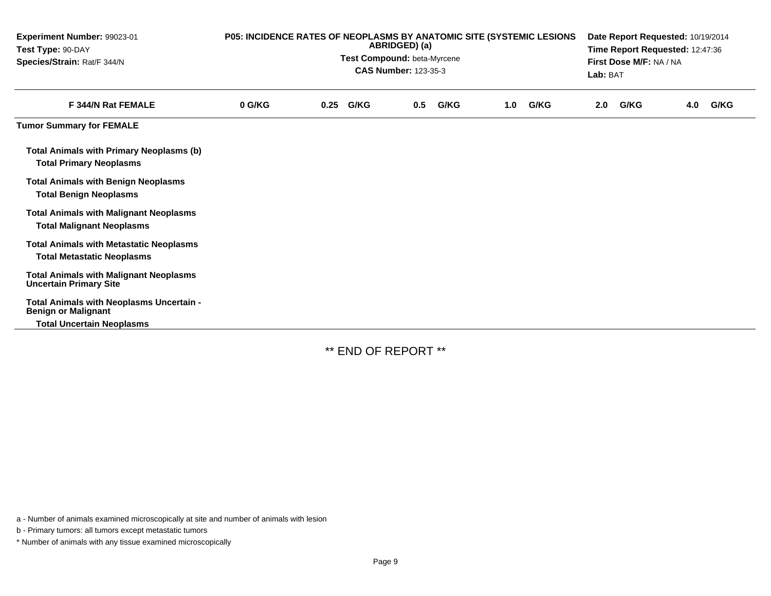| Experiment Number: 99023-01 | P05: INCIDENCE RATES OF NEOPLASMS BY ANATOMIC SITE (SYSTEMIC LESIONS ABRIDGED) (a) | Date Report Requested: 10/19/2014 |
|---|---|---|
| Test Type: 90-DAY | Test Compound: beta-Myrcene | Time Report Requested: 12:47:36 |
| Species/Strain: Rat/F 344/N | CAS Number: 123-35-3 | First Dose M/F: NA / NA |
| | | Lab: BAT |

| F 344/N Rat FEMALE | 0 G/KG | 0.25 G/KG | 0.5 G/KG | 1.0 G/KG | 2.0 G/KG | 4.0 G/KG |
|---|---|---|---|---|---|---|
| **Tumor Summary for FEMALE** | | | | | | |
| **Total Animals with Primary Neoplasms (b)** | | | | | | |
| **Total Primary Neoplasms** | | | | | | |
| **Total Animals with Benign Neoplasms** | | | | | | |
| **Total Benign Neoplasms** | | | | | | |
| **Total Animals with Malignant Neoplasms** | | | | | | |
| **Total Malignant Neoplasms** | | | | | | |
| **Total Animals with Metastatic Neoplasms** | | | | | | |
| **Total Metastatic Neoplasms** | | | | | | |
| **Total Animals with Malignant Neoplasms Uncertain Primary Site** | | | | | | |
| **Total Animals with Neoplasms Uncertain - Benign or Malignant** | | | | | | |
| **Total Uncertain Neoplasms** | | | | | | |

** END OF REPORT **

a - Number of animals examined microscopically at site and number of animals with lesion

b - Primary tumors: all tumors except metastatic tumors

* Number of animals with any tissue examined microscopically